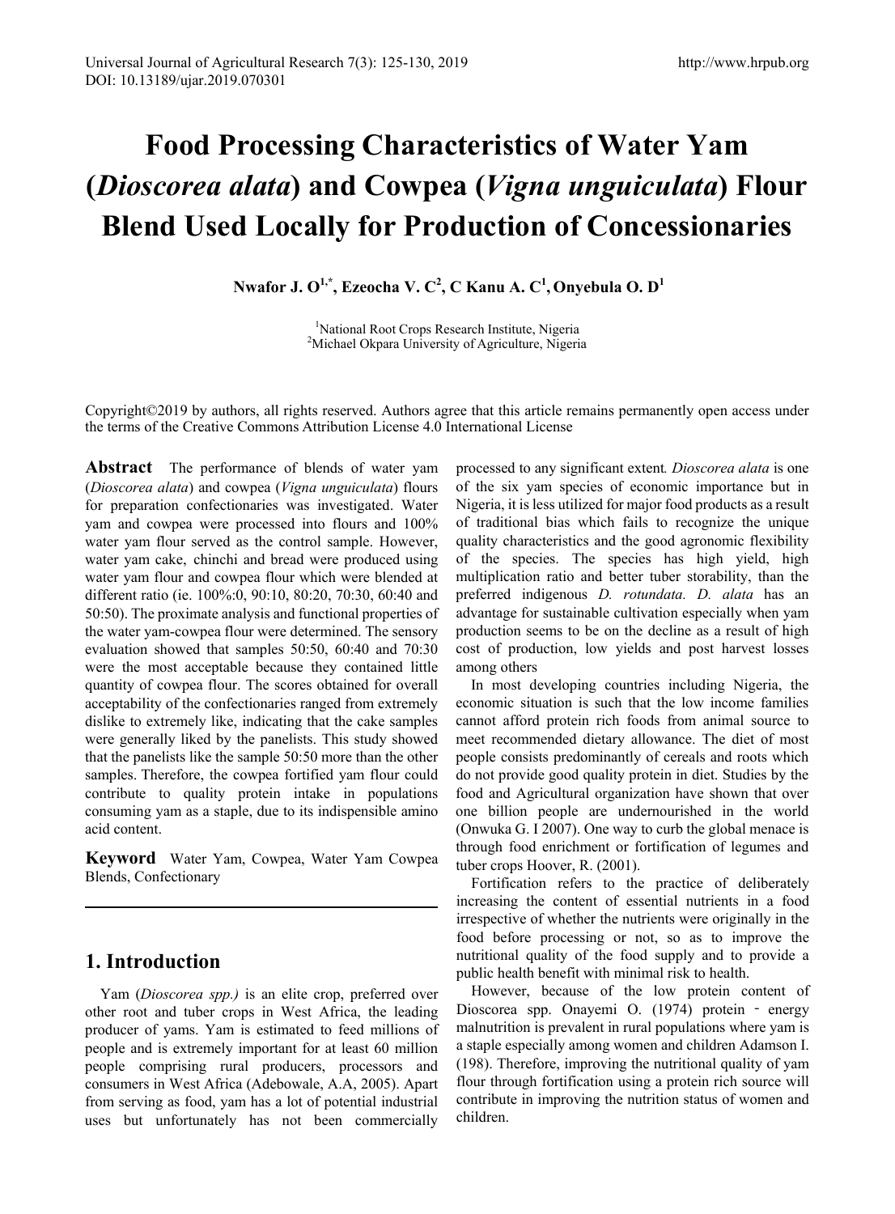# Food Processing Characteristics of Water Yam (*Dioscorea alata*) and Cowpea (*Vigna unguiculata*) Flour Blend Used Locally for Production of Concessionaries

**Nwafor J. O[1,*], Ezeocha V. C[2], C Kanu A. C[1], Onyebula O. D[1]**

[1]National Root Crops Research Institute, Nigeria
[2]Michael Okpara University of Agriculture, Nigeria

Copyright©2019 by authors, all rights reserved. Authors agree that this article remains permanently open access under the terms of the Creative Commons Attribution License 4.0 International License

**Abstract** The performance of blends of water yam (*Dioscorea alata*) and cowpea (*Vigna unguiculata*) flours for preparation confectionaries was investigated. Water yam and cowpea were processed into flours and 100% water yam flour served as the control sample. However, water yam cake, chinchi and bread were produced using water yam flour and cowpea flour which were blended at different ratio (ie. 100%:0, 90:10, 80:20, 70:30, 60:40 and 50:50). The proximate analysis and functional properties of the water yam-cowpea flour were determined. The sensory evaluation showed that samples 50:50, 60:40 and 70:30 were the most acceptable because they contained little quantity of cowpea flour. The scores obtained for overall acceptability of the confectionaries ranged from extremely dislike to extremely like, indicating that the cake samples were generally liked by the panelists. This study showed that the panelists like the sample 50:50 more than the other samples. Therefore, the cowpea fortified yam flour could contribute to quality protein intake in populations consuming yam as a staple, due to its indispensible amino acid content.

**Keyword** Water Yam, Cowpea, Water Yam Cowpea Blends, Confectionary

## 1. Introduction

Yam (*Dioscorea spp.)* is an elite crop, preferred over other root and tuber crops in West Africa, the leading producer of yams. Yam is estimated to feed millions of people and is extremely important for at least 60 million people comprising rural producers, processors and consumers in West Africa (Adebowale, A.A, 2005). Apart from serving as food, yam has a lot of potential industrial uses but unfortunately has not been commercially processed to any significant extent*. Dioscorea alata* is one of the six yam species of economic importance but in Nigeria, it is less utilized for major food products as a result of traditional bias which fails to recognize the unique quality characteristics and the good agronomic flexibility of the species. The species has high yield, high multiplication ratio and better tuber storability, than the preferred indigenous *D. rotundata. D. alata* has an advantage for sustainable cultivation especially when yam production seems to be on the decline as a result of high cost of production, low yields and post harvest losses among others

In most developing countries including Nigeria, the economic situation is such that the low income families cannot afford protein rich foods from animal source to meet recommended dietary allowance. The diet of most people consists predominantly of cereals and roots which do not provide good quality protein in diet. Studies by the food and Agricultural organization have shown that over one billion people are undernourished in the world (Onwuka G. I 2007). One way to curb the global menace is through food enrichment or fortification of legumes and tuber crops Hoover, R. (2001).

Fortification refers to the practice of deliberately increasing the content of essential nutrients in a food irrespective of whether the nutrients were originally in the food before processing or not, so as to improve the nutritional quality of the food supply and to provide a public health benefit with minimal risk to health.

However, because of the low protein content of Dioscorea spp. Onayemi O. (1974) protein - energy malnutrition is prevalent in rural populations where yam is a staple especially among women and children Adamson I. (198). Therefore, improving the nutritional quality of yam flour through fortification using a protein rich source will contribute in improving the nutrition status of women and children.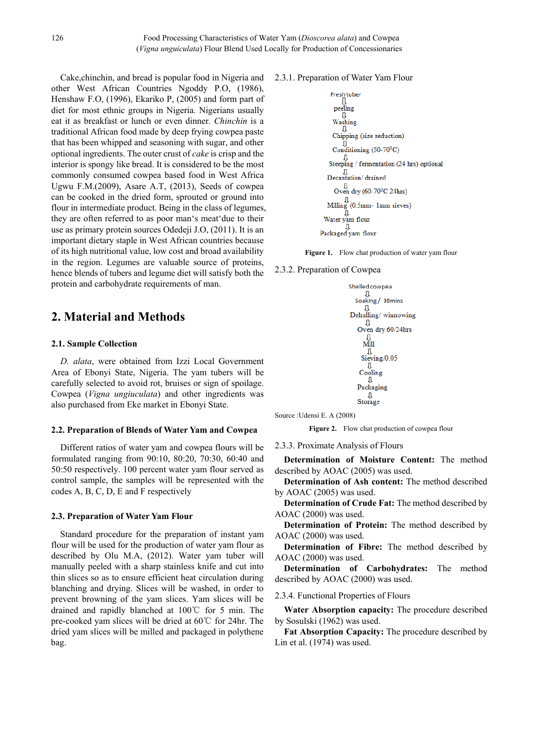Cake,chinchin, and bread is popular food in Nigeria and other West African Countries Ngoddy P.O, (1986), Henshaw F.O, (1996), Ekariko P, (2005) and form part of diet for most ethnic groups in Nigeria. Nigerians usually eat it as breakfast or lunch or even dinner. *Chinchin* is a traditional African food made by deep frying cowpea paste that has been whipped and seasoning with sugar, and other optional ingredients. The outer crust of *cake* is crisp and the interior is spongy like bread. It is considered to be the most commonly consumed cowpea based food in West Africa Ugwu F.M.(2009), Asare A.T, (2013), Seeds of cowpea can be cooked in the dried form, sprouted or ground into flour in intermediate product. Being in the class of legumes, they are often referred to as poor man's meat'due to their use as primary protein sources Odedeji J.O, (2011). It is an important dietary staple in West African countries because of its high nutritional value, low cost and broad availability in the region. Legumes are valuable source of proteins, hence blends of tubers and legume diet will satisfy both the protein and carbohydrate requirements of man.

## 2. Material and Methods

### 2.1. Sample Collection

*D. alata*, were obtained from Izzi Local Government Area of Ebonyi State, Nigeria. The yam tubers will be carefully selected to avoid rot, bruises or sign of spoilage. Cowpea (*Vigna ungiuculata*) and other ingredients was also purchased from Eke market in Ebonyi State.

### 2.2. Preparation of Blends of Water Yam and Cowpea

Different ratios of water yam and cowpea flours will be formulated ranging from 90:10, 80:20, 70:30, 60:40 and 50:50 respectively. 100 percent water yam flour served as control sample, the samples will be represented with the codes A, B, C, D, E and F respectively

### 2.3. Preparation of Water Yam Flour

Standard procedure for the preparation of instant yam flour will be used for the production of water yam flour as described by Olu M.A, (2012). Water yam tuber will manually peeled with a sharp stainless knife and cut into thin slices so as to ensure efficient heat circulation during blanching and drying. Slices will be washed, in order to prevent browning of the yam slices. Yam slices will be drained and rapidly blanched at 100℃ for 5 min. The pre-cooked yam slices will be dried at 60℃ for 24hr. The dried yam slices will be milled and packaged in polythene bag.

#### 2.3.1. Preparation of Water Yam Flour

Fresh tuber
⇩
peeling
⇩
Washing
⇩
Chipping (size reduction)
⇩
Conditioning (50-70$^0$C)
⇩
Steeping / fermentation (24 hrs) optional
⇩
Decantation/ drained
⇩
Oven dry (60-70$^0$C 24hrs)
⇩
Milling (0.5mm- 1mm sieves)
⇩
Water yam flour
⇩
Packaged yam flour

**Figure 1.** Flow chat production of water yam flour

#### 2.3.2. Preparation of Cowpea

Shelled cowpea
⇩
Soaking / 30mins
⇩
Dehulling/ winnowing
⇩
Oven dry 60/24hrs
⇩
Mill
⇩
Sieving/0.05
⇩
Cooling
⇩
Packaging
⇩
Storage

Source :Udensi E. A (2008)

**Figure 2.** Flow chat production of cowpea flour

#### 2.3.3. Proximate Analysis of Flours

**Determination of Moisture Content:** The method described by AOAC (2005) was used.

**Determination of Ash content:** The method described by AOAC (2005) was used.

**Determination of Crude Fat:** The method described by AOAC (2000) was used.

**Determination of Protein:** The method described by AOAC (2000) was used.

**Determination of Fibre:** The method described by AOAC (2000) was used.

**Determination of Carbohydrates:** The method described by AOAC (2000) was used.

#### 2.3.4. Functional Properties of Flours

**Water Absorption capacity:** The procedure described by Sosulski (1962) was used.

**Fat Absorption Capacity:** The procedure described by Lin et al. (1974) was used.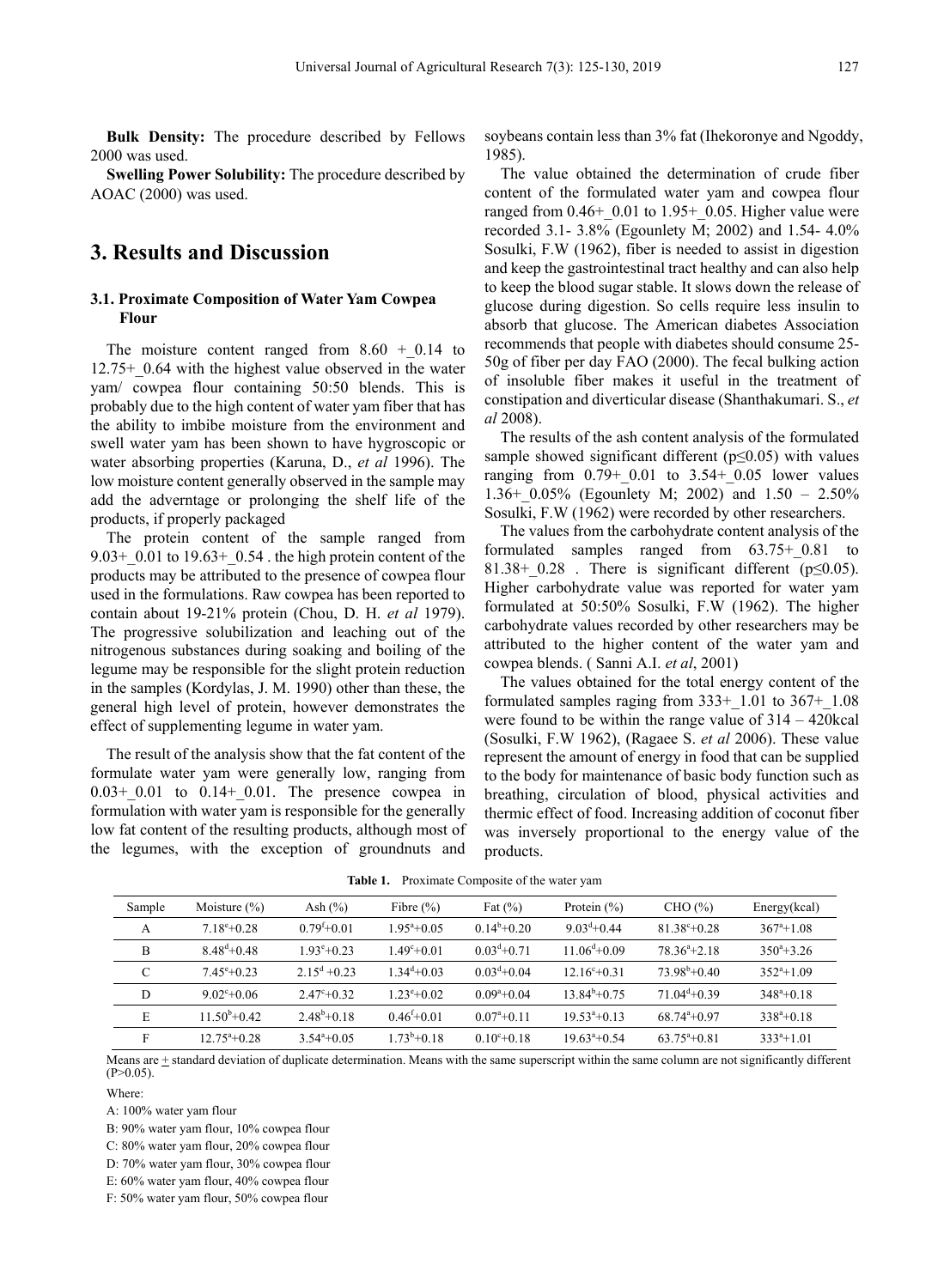**Bulk Density:** The procedure described by Fellows 2000 was used.

**Swelling Power Solubility:** The procedure described by AOAC (2000) was used.

# 3. Results and Discussion

## 3.1. Proximate Composition of Water Yam Cowpea Flour

The moisture content ranged from 8.60 +_0.14 to 12.75+_0.64 with the highest value observed in the water yam/ cowpea flour containing 50:50 blends. This is probably due to the high content of water yam fiber that has the ability to imbibe moisture from the environment and swell water yam has been shown to have hygroscopic or water absorbing properties (Karuna, D., *et al* 1996). The low moisture content generally observed in the sample may add the adverntage or prolonging the shelf life of the products, if properly packaged

The protein content of the sample ranged from 9.03+_0.01 to 19.63+_0.54 . the high protein content of the products may be attributed to the presence of cowpea flour used in the formulations. Raw cowpea has been reported to contain about 19-21% protein (Chou, D. H. *et al* 1979). The progressive solubilization and leaching out of the nitrogenous substances during soaking and boiling of the legume may be responsible for the slight protein reduction in the samples (Kordylas, J. M. 1990) other than these, the general high level of protein, however demonstrates the effect of supplementing legume in water yam.

The result of the analysis show that the fat content of the formulate water yam were generally low, ranging from 0.03+_0.01 to 0.14+_0.01. The presence cowpea in formulation with water yam is responsible for the generally low fat content of the resulting products, although most of the legumes, with the exception of groundnuts and soybeans contain less than 3% fat (Ihekoronye and Ngoddy, 1985).

The value obtained the determination of crude fiber content of the formulated water yam and cowpea flour ranged from 0.46+_0.01 to 1.95+_0.05. Higher value were recorded 3.1- 3.8% (Egounlety M; 2002) and 1.54- 4.0% Sosulki, F.W (1962), fiber is needed to assist in digestion and keep the gastrointestinal tract healthy and can also help to keep the blood sugar stable. It slows down the release of glucose during digestion. So cells require less insulin to absorb that glucose. The American diabetes Association recommends that people with diabetes should consume 25-50g of fiber per day FAO (2000). The fecal bulking action of insoluble fiber makes it useful in the treatment of constipation and diverticular disease (Shanthakumari. S., *et al* 2008).

The results of the ash content analysis of the formulated sample showed significant different ($p \leq 0.05$) with values ranging from 0.79+_0.01 to 3.54+_0.05 lower values 1.36+_0.05% (Egounlety M; 2002) and 1.50 – 2.50% Sosulki, F.W (1962) were recorded by other researchers.

The values from the carbohydrate content analysis of the formulated samples ranged from 63.75+_0.81 to 81.38+_0.28 . There is significant different ($p \leq 0.05$). Higher carbohydrate value was reported for water yam formulated at 50:50% Sosulki, F.W (1962). The higher carbohydrate values recorded by other researchers may be attributed to the higher content of the water yam and cowpea blends. ( Sanni A.I. *et al*, 2001)

The values obtained for the total energy content of the formulated samples raging from 333+_1.01 to 367+_1.08 were found to be within the range value of 314 – 420kcal (Sosulki, F.W 1962), (Ragaee S. *et al* 2006). These value represent the amount of energy in food that can be supplied to the body for maintenance of basic body function such as breathing, circulation of blood, physical activities and thermic effect of food. Increasing addition of coconut fiber was inversely proportional to the energy value of the products.

**Table 1.** Proximate Composite of the water yam

| Sample | Moisture (%) | Ash (%) | Fibre (%) | Fat (%) | Protein (%) | CHO (%) | Energy(kcal) |
|---|---|---|---|---|---|---|---|
| A | $7.18^{e}$+0.28 | $0.79^{f}$+0.01 | $1.95^{a}$+0.05 | $0.14^{b}$+0.20 | $9.03^{d}$+0.44 | $81.38^{c}$+0.28 | $367^{a}$+1.08 |
| B | $8.48^{d}$+0.48 | $1.93^{e}$+0.23 | $1.49^{c}$+0.01 | $0.03^{d}$+0.71 | $11.06^{d}$+0.09 | $78.36^{a}$+2.18 | $350^{a}$+3.26 |
| C | $7.45^{e}$+0.23 | $2.15^{d}$ +0.23 | $1.34^{d}$+0.03 | $0.03^{d}$+0.04 | $12.16^{c}$+0.31 | $73.98^{b}$+0.40 | $352^{a}$+1.09 |
| D | $9.02^{c}$+0.06 | $2.47^{c}$+0.32 | $1.23^{e}$+0.02 | $0.09^{a}$+0.04 | $13.84^{b}$+0.75 | $71.04^{d}$+0.39 | $348^{a}$+0.18 |
| E | $11.50^{b}$+0.42 | $2.48^{b}$+0.18 | $0.46^{f}$+0.01 | $0.07^{a}$+0.11 | $19.53^{a}$+0.13 | $68.74^{a}$+0.97 | $338^{a}$+0.18 |
| F | $12.75^{a}$+0.28 | $3.54^{a}$+0.05 | $1.73^{b}$+0.18 | $0.10^{c}$+0.18 | $19.63^{a}$+0.54 | $63.75^{a}$+0.81 | $333^{a}$+1.01 |

Means are ± standard deviation of duplicate determination. Means with the same superscript within the same column are not significantly different ($P>0.05$).

Where:

A: 100% water yam flour

B: 90% water yam flour, 10% cowpea flour

C: 80% water yam flour, 20% cowpea flour

D: 70% water yam flour, 30% cowpea flour

E: 60% water yam flour, 40% cowpea flour

F: 50% water yam flour, 50% cowpea flour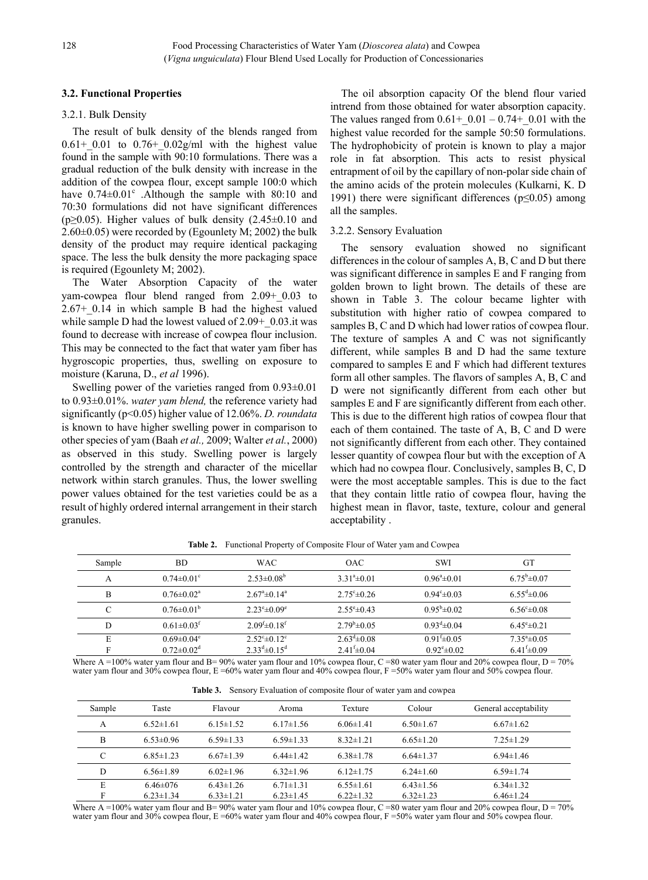### 3.2. Functional Properties

#### 3.2.1. Bulk Density

The result of bulk density of the blends ranged from 0.61+_0.01 to 0.76+_0.02g/ml with the highest value found in the sample with 90:10 formulations. There was a gradual reduction of the bulk density with increase in the addition of the cowpea flour, except sample 100:0 which have $0.74\pm0.01^{c}$ .Although the sample with 80:10 and 70:30 formulations did not have significant differences ($p\geq0.05$). Higher values of bulk density (2.45±0.10 and 2.60±0.05) were recorded by (Egounlety M; 2002) the bulk density of the product may require identical packaging space. The less the bulk density the more packaging space is required (Egounlety M; 2002).

The Water Absorption Capacity of the water yam-cowpea flour blend ranged from 2.09+_0.03 to 2.67+_0.14 in which sample B had the highest valued while sample D had the lowest valued of 2.09+_0.03.it was found to decrease with increase of cowpea flour inclusion. This may be connected to the fact that water yam fiber has hygroscopic properties, thus, swelling on exposure to moisture (Karuna, D., *et al* 1996).

Swelling power of the varieties ranged from 0.93±0.01 to 0.93±0.01%. *water yam blend,* the reference variety had significantly ($p<0.05$) higher value of 12.06%. *D. roundata* is known to have higher swelling power in comparison to other species of yam (Baah *et al.,* 2009; Walter *et al.*, 2000) as observed in this study. Swelling power is largely controlled by the strength and character of the micellar network within starch granules. Thus, the lower swelling power values obtained for the test varieties could be as a result of highly ordered internal arrangement in their starch granules.

The oil absorption capacity Of the blend flour varied intrend from those obtained for water absorption capacity. The values ranged from 0.61+_0.01 – 0.74+_0.01 with the highest value recorded for the sample 50:50 formulations. The hydrophobicity of protein is known to play a major role in fat absorption. This acts to resist physical entrapment of oil by the capillary of non-polar side chain of the amino acids of the protein molecules (Kulkarni, K. D 1991) there were significant differences ($p\leq0.05$) among all the samples.

#### 3.2.2. Sensory Evaluation

The sensory evaluation showed no significant differences in the colour of samples A, B, C and D but there was significant difference in samples E and F ranging from golden brown to light brown. The details of these are shown in Table 3. The colour became lighter with substitution with higher ratio of cowpea compared to samples B, C and D which had lower ratios of cowpea flour. The texture of samples A and C was not significantly different, while samples B and D had the same texture compared to samples E and F which had different textures form all other samples. The flavors of samples A, B, C and D were not significantly different from each other but samples E and F are significantly different from each other. This is due to the different high ratios of cowpea flour that each of them contained. The taste of A, B, C and D were not significantly different from each other. They contained lesser quantity of cowpea flour but with the exception of A which had no cowpea flour. Conclusively, samples B, C, D were the most acceptable samples. This is due to the fact that they contain little ratio of cowpea flour, having the highest mean in flavor, taste, texture, colour and general acceptability .

**Table 2.** Functional Property of Composite Flour of Water yam and Cowpea

| Sample | BD | WAC | OAC | SWI | GT |
|---|---|---|---|---|---|
| A | $0.74\pm0.01^{c}$ | $2.53\pm0.08^{b}$ | $3.31^{a}\pm0.01$ | $0.96^{a}\pm0.01$ | $6.75^{b}\pm0.07$ |
| B | $0.76\pm0.02^{a}$ | $2.67^{a}\pm0.14^{a}$ | $2.75^{c}\pm0.26$ | $0.94^{c}\pm0.03$ | $6.55^{d}\pm0.06$ |
| C | $0.76\pm0.01^{b}$ | $2.23^{e}\pm0.09^{e}$ | $2.55^{e}\pm0.43$ | $0.95^{b}\pm0.02$ | $6.56^{c}\pm0.08$ |
| D | $0.61\pm0.03^{f}$ | $2.09^{f}\pm0.18^{f}$ | $2.79^{b}\pm0.05$ | $0.93^{d}\pm0.04$ | $6.45^{e}\pm0.21$ |
| E | $0.69\pm0.04^{e}$ | $2.52^{c}\pm0.12^{c}$ | $2.63^{d}\pm0.08$ | $0.91^{f}\pm0.05$ | $7.35^{a}\pm0.05$ |
| F | $0.72\pm0.02^{d}$ | $2.33^{d}\pm0.15^{d}$ | $2.41^{f}\pm0.04$ | $0.92^{e}\pm0.02$ | $6.41^{f}\pm0.09$ |

Where A =100% water yam flour and B= 90% water yam flour and 10% cowpea flour, C =80 water yam flour and 20% cowpea flour, D = 70% water yam flour and 30% cowpea flour, E =60% water yam flour and 40% cowpea flour, F =50% water yam flour and 50% cowpea flour.

**Table 3.** Sensory Evaluation of composite flour of water yam and cowpea

| Sample | Taste | Flavour | Aroma | Texture | Colour | General acceptability |
|---|---|---|---|---|---|---|
| A | 6.52±1.61 | 6.15±1.52 | 6.17±1.56 | 6.06±1.41 | 6.50±1.67 | 6.67±1.62 |
| B | 6.53±0.96 | 6.59±1.33 | 6.59±1.33 | 8.32±1.21 | 6.65±1.20 | 7.25±1.29 |
| C | 6.85±1.23 | 6.67±1.39 | 6.44±1.42 | 6.38±1.78 | 6.64±1.37 | 6.94±1.46 |
| D | 6.56±1.89 | 6.02±1.96 | 6.32±1.96 | 6.12±1.75 | 6.24±1.60 | 6.59±1.74 |
| E | 6.46±076 | 6.43±1.26 | 6.71±1.31 | 6.55±1.61 | 6.43±1.56 | 6.34±1.32 |
| F | 6.23±1.34 | 6.33±1.21 | 6.23±1.45 | 6.22±1.32 | 6.32±1.23 | 6.46±1.24 |

Where A =100% water yam flour and B= 90% water yam flour and 10% cowpea flour, C =80 water yam flour and 20% cowpea flour, D = 70% water yam flour and 30% cowpea flour, E =60% water yam flour and 40% cowpea flour, F =50% water yam flour and 50% cowpea flour.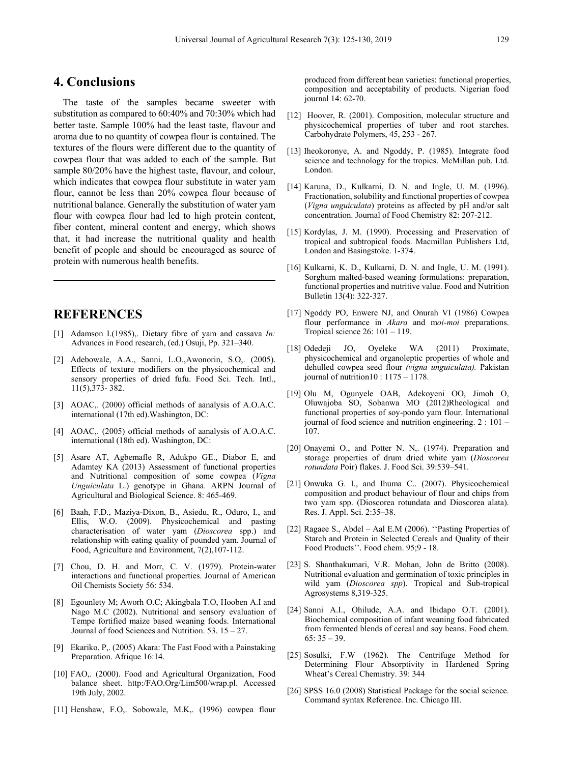## 4. Conclusions

The taste of the samples became sweeter with substitution as compared to 60:40% and 70:30% which had better taste. Sample 100% had the least taste, flavour and aroma due to no quantity of cowpea flour is contained. The textures of the flours were different due to the quantity of cowpea flour that was added to each of the sample. But sample 80/20% have the highest taste, flavour, and colour, which indicates that cowpea flour substitute in water yam flour, cannot be less than 20% cowpea flour because of nutritional balance. Generally the substitution of water yam flour with cowpea flour had led to high protein content, fiber content, mineral content and energy, which shows that, it had increase the nutritional quality and health benefit of people and should be encouraged as source of protein with numerous health benefits.

## REFERENCES

[1] Adamson I.(1985),. Dietary fibre of yam and cassava *In:* Advances in Food research, (ed.) Osuji, Pp. 321–340.

[2] Adebowale, A.A., Sanni, L.O.,Awonorin, S.O,. (2005). Effects of texture modifiers on the physicochemical and sensory properties of dried fufu. Food Sci. Tech. Intl., 11(5),373- 382.

[3] AOAC,. (2000) official methods of aanalysis of A.O.A.C. international (17th ed).Washington, DC:

[4] AOAC,. (2005) official methods of aanalysis of A.O.A.C. international (18th ed). Washington, DC:

[5] Asare AT, Agbemafle R, Adukpo GE., Diabor E, and Adamtey KA (2013) Assessment of functional properties and Nutritional composition of some cowpea (*Vigna Unguiculata* L.) genotype in Ghana. ARPN Journal of Agricultural and Biological Science. 8: 465-469.

[6] Baah, F.D., Maziya-Dixon, B., Asiedu, R., Oduro, I., and Ellis, W.O. (2009). Physicochemical and pasting characterisation of water yam (*Dioscorea* spp.) and relationship with eating quality of pounded yam. Journal of Food, Agriculture and Environment, 7(2),107-112.

[7] Chou, D. H. and Morr, C. V. (1979). Protein-water interactions and functional properties. Journal of American Oil Chemists Society 56: 534.

[8] Egounlety M; Aworh O.C; Akingbala T.O, Hooben A.I and Nago M.C (2002). Nutritional and sensory evaluation of Tempe fortified maize based weaning foods. International Journal of food Sciences and Nutrition. 53. 15 – 27.

[9] Ekariko. P,. (2005) Akara: The Fast Food with a Painstaking Preparation. Afrique 16:14.

[10] FAO,. (2000). Food and Agricultural Organization, Food balance sheet. http:/FAO.Org/Lim500/wrap.pl. Accessed 19th July, 2002.

[11] Henshaw, F.O,. Sobowale, M.K,. (1996) cowpea flour produced from different bean varieties: functional properties, composition and acceptability of products. Nigerian food journal 14: 62-70.

[12] Hoover, R. (2001). Composition, molecular structure and physicochemical properties of tuber and root starches. Carbohydrate Polymers, 45, 253 - 267.

[13] Iheokoronye, A. and Ngoddy, P. (1985). Integrate food science and technology for the tropics. McMillan pub. Ltd. London.

[14] Karuna, D., Kulkarni, D. N. and Ingle, U. M. (1996). Fractionation, solubility and functional properties of cowpea (*Vigna unguiculata*) proteins as affected by pH and/or salt concentration. Journal of Food Chemistry 82: 207-212.

[15] Kordylas, J. M. (1990). Processing and Preservation of tropical and subtropical foods. Macmillan Publishers Ltd, London and Basingstoke. 1-374.

[16] Kulkarni, K. D., Kulkarni, D. N. and Ingle, U. M. (1991). Sorghum malted-based weaning formulations: preparation, functional properties and nutritive value. Food and Nutrition Bulletin 13(4): 322-327.

[17] Ngoddy PO, Enwere NJ, and Onurah VI (1986) Cowpea flour performance in *Akara* and m*oi-moi* preparations. Tropical science 26: 101 – 119.

[18] Odedeji JO, Oyeleke WA (2011) Proximate, physicochemical and organoleptic properties of whole and dehulled cowpea seed flour *(vigna unguiculata).* Pakistan journal of nutrition10 : 1175 – 1178.

[19] Olu M, Ogunyele OAB, Adekoyeni OO, Jimoh O, Oluwajoba SO, Sobanwa MO (2012)Rheological and functional properties of soy-pondo yam flour. International journal of food science and nutrition engineering. 2 : 101 – 107.

[20] Onayemi O., and Potter N. N,. (1974). Preparation and storage properties of drum dried white yam (*Dioscorea rotundata* Poir) flakes. J. Food Sci. 39:539–541.

[21] Onwuka G. I., and Ihuma C.. (2007). Physicochemical composition and product behaviour of flour and chips from two yam spp. (Dioscorea rotundata and Dioscorea alata). Res. J. Appl. Sci. 2:35–38.

[22] Ragaee S., Abdel – Aal E.M (2006). ''Pasting Properties of Starch and Protein in Selected Cereals and Quality of their Food Products''. Food chem. 95;9 - 18.

[23] S. Shanthakumari, V.R. Mohan, John de Britto (2008). Nutritional evaluation and germination of toxic principles in wild yam (*Dioscorea spp*). Tropical and Sub-tropical Agrosystems 8,319-325.

[24] Sanni A.I., Ohilude, A.A. and Ibidapo O.T. (2001). Biochemical composition of infant weaning food fabricated from fermented blends of cereal and soy beans. Food chem. 65: 35 – 39.

[25] Sosulki, F.W (1962). The Centrifuge Method for Determining Flour Absorptivity in Hardened Spring Wheat's Cereal Chemistry. 39: 344

[26] SPSS 16.0 (2008) Statistical Package for the social science. Command syntax Reference. Inc. Chicago III.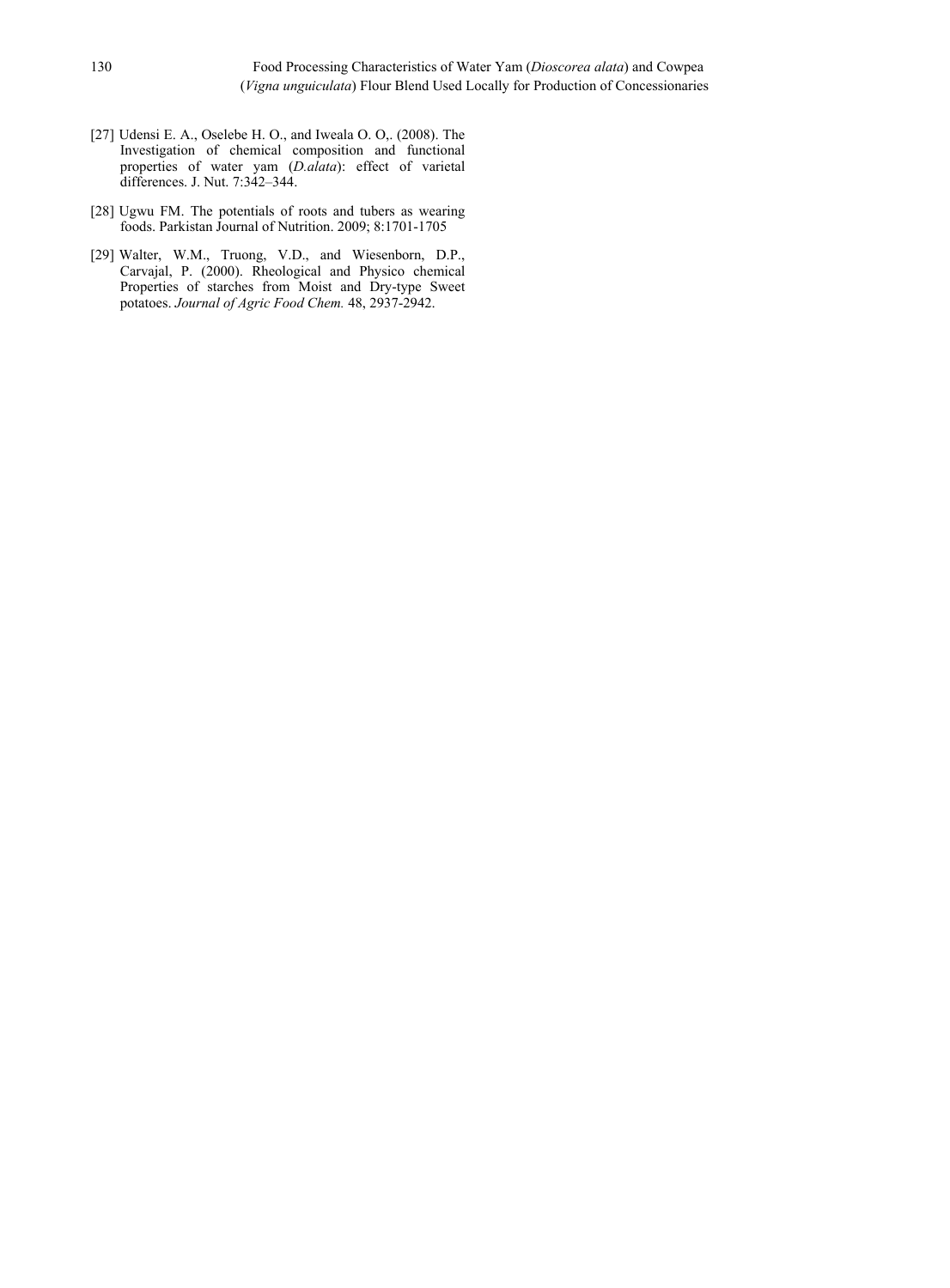[27] Udensi E. A., Oselebe H. O., and Iweala O. O,. (2008). The Investigation of chemical composition and functional properties of water yam (*D.alata*): effect of varietal differences. J. Nut. 7:342–344.

[28] Ugwu FM. The potentials of roots and tubers as wearing foods. Parkistan Journal of Nutrition. 2009; 8:1701-1705

[29] Walter, W.M., Truong, V.D., and Wiesenborn, D.P., Carvajal, P. (2000). Rheological and Physico chemical Properties of starches from Moist and Dry-type Sweet potatoes. *Journal of Agric Food Chem.* 48, 2937-2942.